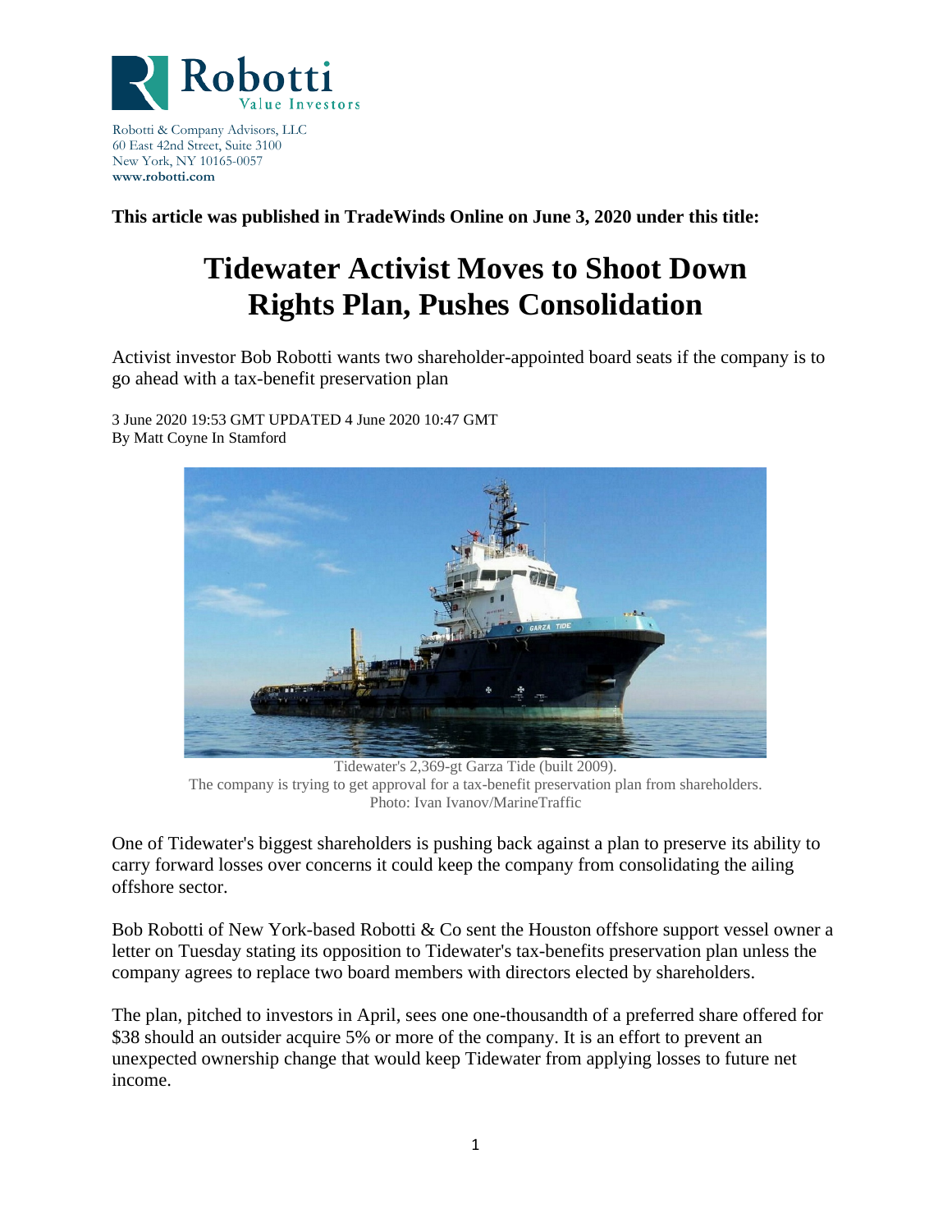Robotti Value Investors

Robotti & Company Advisors, LLC
60 East 42nd Street, Suite 3100
New York, NY 10165-0057
**www.robotti.com**

**This article was published in TradeWinds Online on June 3, 2020 under this title:**

# Tidewater Activist Moves to Shoot Down Rights Plan, Pushes Consolidation

Activist investor Bob Robotti wants two shareholder-appointed board seats if the company is to go ahead with a tax-benefit preservation plan

3 June 2020 19:53 GMT UPDATED 4 June 2020 10:47 GMT
By Matt Coyne In Stamford

Tidewater's 2,369-gt Garza Tide (built 2009).
The company is trying to get approval for a tax-benefit preservation plan from shareholders.
Photo: Ivan Ivanov/MarineTraffic

One of Tidewater's biggest shareholders is pushing back against a plan to preserve its ability to carry forward losses over concerns it could keep the company from consolidating the ailing offshore sector.

Bob Robotti of New York-based Robotti & Co sent the Houston offshore support vessel owner a letter on Tuesday stating its opposition to Tidewater's tax-benefits preservation plan unless the company agrees to replace two board members with directors elected by shareholders.

The plan, pitched to investors in April, sees one one-thousandth of a preferred share offered for $38 should an outsider acquire 5% or more of the company. It is an effort to prevent an unexpected ownership change that would keep Tidewater from applying losses to future net income.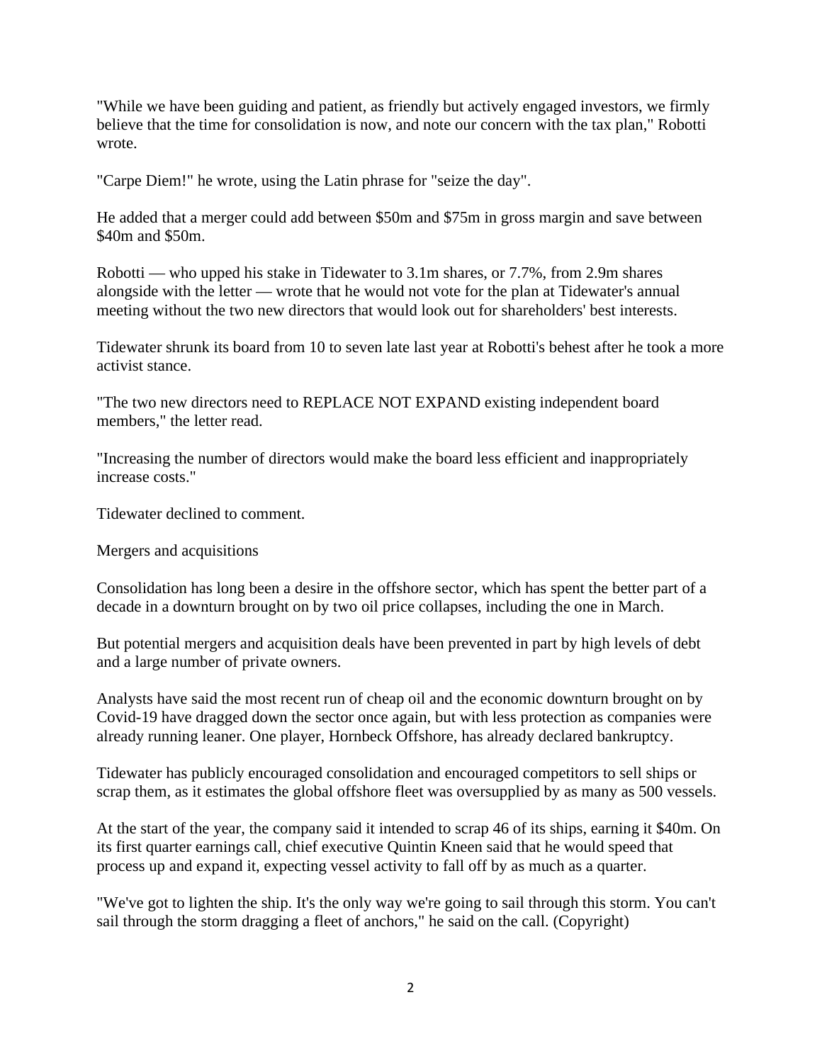"While we have been guiding and patient, as friendly but actively engaged investors, we firmly believe that the time for consolidation is now, and note our concern with the tax plan," Robotti wrote.

"Carpe Diem!" he wrote, using the Latin phrase for "seize the day".

He added that a merger could add between $50m and $75m in gross margin and save between $40m and $50m.

Robotti — who upped his stake in Tidewater to 3.1m shares, or 7.7%, from 2.9m shares alongside with the letter — wrote that he would not vote for the plan at Tidewater's annual meeting without the two new directors that would look out for shareholders' best interests.

Tidewater shrunk its board from 10 to seven late last year at Robotti's behest after he took a more activist stance.

"The two new directors need to REPLACE NOT EXPAND existing independent board members," the letter read.

"Increasing the number of directors would make the board less efficient and inappropriately increase costs."

Tidewater declined to comment.

## Mergers and acquisitions

Consolidation has long been a desire in the offshore sector, which has spent the better part of a decade in a downturn brought on by two oil price collapses, including the one in March.

But potential mergers and acquisition deals have been prevented in part by high levels of debt and a large number of private owners.

Analysts have said the most recent run of cheap oil and the economic downturn brought on by Covid-19 have dragged down the sector once again, but with less protection as companies were already running leaner. One player, Hornbeck Offshore, has already declared bankruptcy.

Tidewater has publicly encouraged consolidation and encouraged competitors to sell ships or scrap them, as it estimates the global offshore fleet was oversupplied by as many as 500 vessels.

At the start of the year, the company said it intended to scrap 46 of its ships, earning it $40m. On its first quarter earnings call, chief executive Quintin Kneen said that he would speed that process up and expand it, expecting vessel activity to fall off by as much as a quarter.

"We've got to lighten the ship. It's the only way we're going to sail through this storm. You can't sail through the storm dragging a fleet of anchors," he said on the call. (Copyright)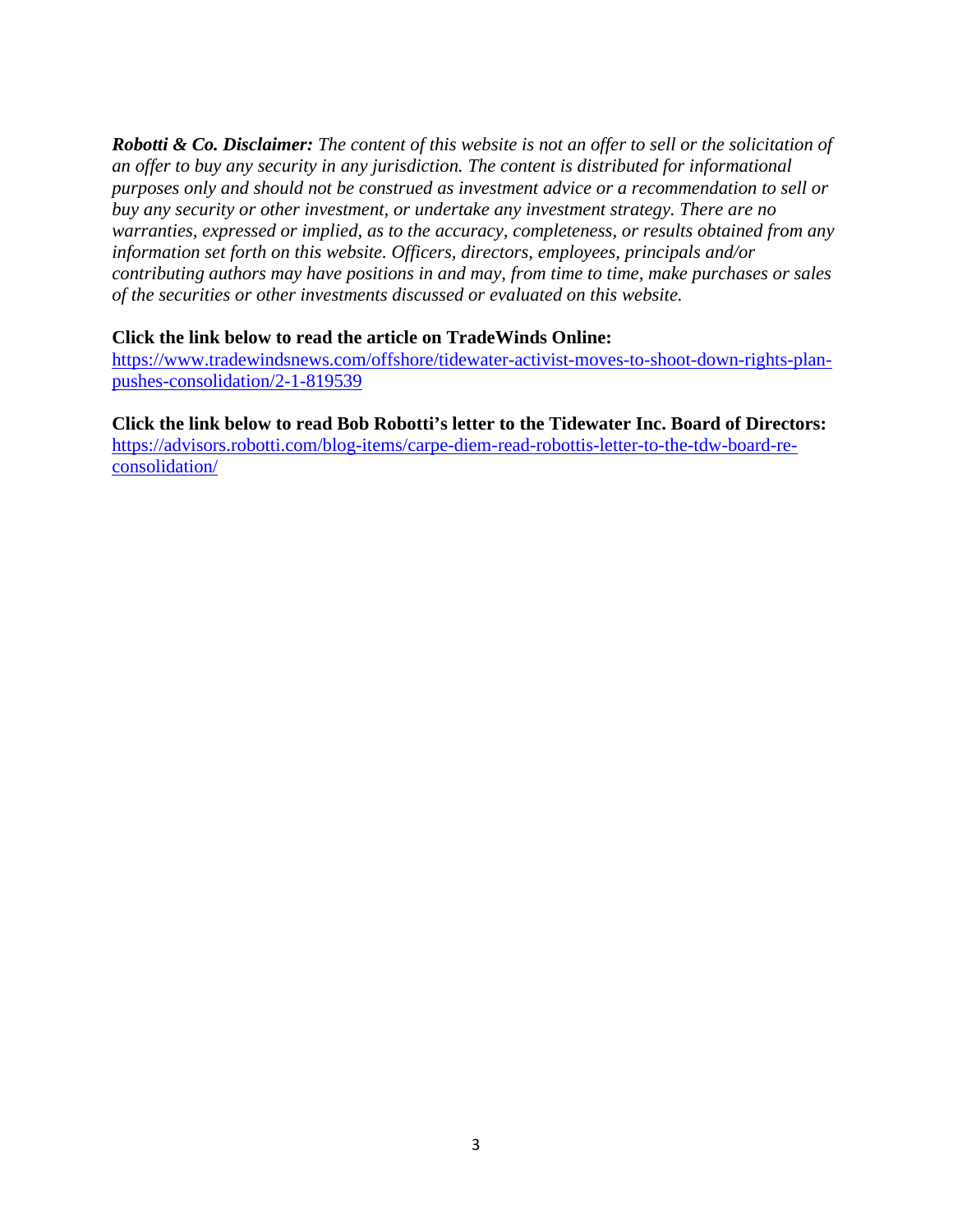***Robotti & Co. Disclaimer:*** *The content of this website is not an offer to sell or the solicitation of an offer to buy any security in any jurisdiction. The content is distributed for informational purposes only and should not be construed as investment advice or a recommendation to sell or buy any security or other investment, or undertake any investment strategy. There are no warranties, expressed or implied, as to the accuracy, completeness, or results obtained from any information set forth on this website. Officers, directors, employees, principals and/or contributing authors may have positions in and may, from time to time, make purchases or sales of the securities or other investments discussed or evaluated on this website.*

**Click the link below to read the article on TradeWinds Online:**
[https://www.tradewindsnews.com/offshore/tidewater-activist-moves-to-shoot-down-rights-plan-pushes-consolidation/2-1-819539](https://www.tradewindsnews.com/offshore/tidewater-activist-moves-to-shoot-down-rights-plan-pushes-consolidation/2-1-819539)

**Click the link below to read Bob Robotti's letter to the Tidewater Inc. Board of Directors:**
[https://advisors.robotti.com/blog-items/carpe-diem-read-robottis-letter-to-the-tdw-board-re-consolidation/](https://advisors.robotti.com/blog-items/carpe-diem-read-robottis-letter-to-the-tdw-board-re-consolidation/)